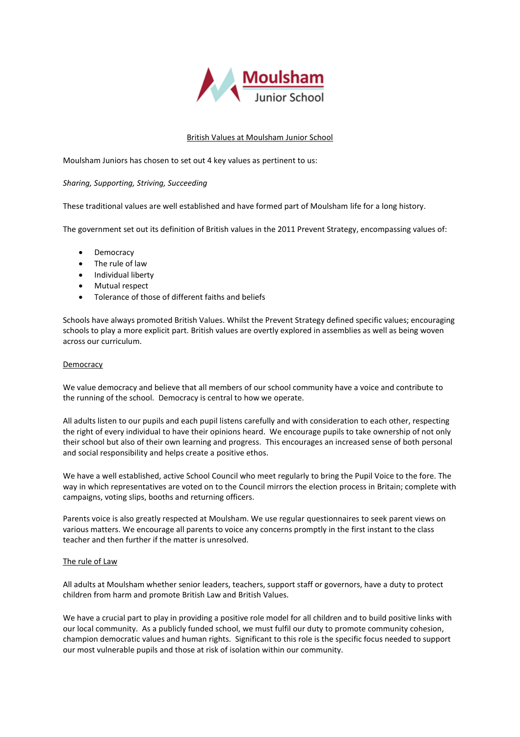Moulsham Junior School

# British Values at Moulsham Junior School

Moulsham Juniors has chosen to set out 4 key values as pertinent to us:

*Sharing, Supporting, Striving, Succeeding*

These traditional values are well established and have formed part of Moulsham life for a long history.

The government set out its definition of British values in the 2011 Prevent Strategy, encompassing values of:

- Democracy
- The rule of law
- Individual liberty
- Mutual respect
- Tolerance of those of different faiths and beliefs

Schools have always promoted British Values. Whilst the Prevent Strategy defined specific values; encouraging schools to play a more explicit part. British values are overtly explored in assemblies as well as being woven across our curriculum.

## Democracy

We value democracy and believe that all members of our school community have a voice and contribute to the running of the school. Democracy is central to how we operate.

All adults listen to our pupils and each pupil listens carefully and with consideration to each other, respecting the right of every individual to have their opinions heard. We encourage pupils to take ownership of not only their school but also of their own learning and progress. This encourages an increased sense of both personal and social responsibility and helps create a positive ethos.

We have a well established, active School Council who meet regularly to bring the Pupil Voice to the fore. The way in which representatives are voted on to the Council mirrors the election process in Britain; complete with campaigns, voting slips, booths and returning officers.

Parents voice is also greatly respected at Moulsham. We use regular questionnaires to seek parent views on various matters. We encourage all parents to voice any concerns promptly in the first instant to the class teacher and then further if the matter is unresolved.

## The rule of Law

All adults at Moulsham whether senior leaders, teachers, support staff or governors, have a duty to protect children from harm and promote British Law and British Values.

We have a crucial part to play in providing a positive role model for all children and to build positive links with our local community. As a publicly funded school, we must fulfil our duty to promote community cohesion, champion democratic values and human rights. Significant to this role is the specific focus needed to support our most vulnerable pupils and those at risk of isolation within our community.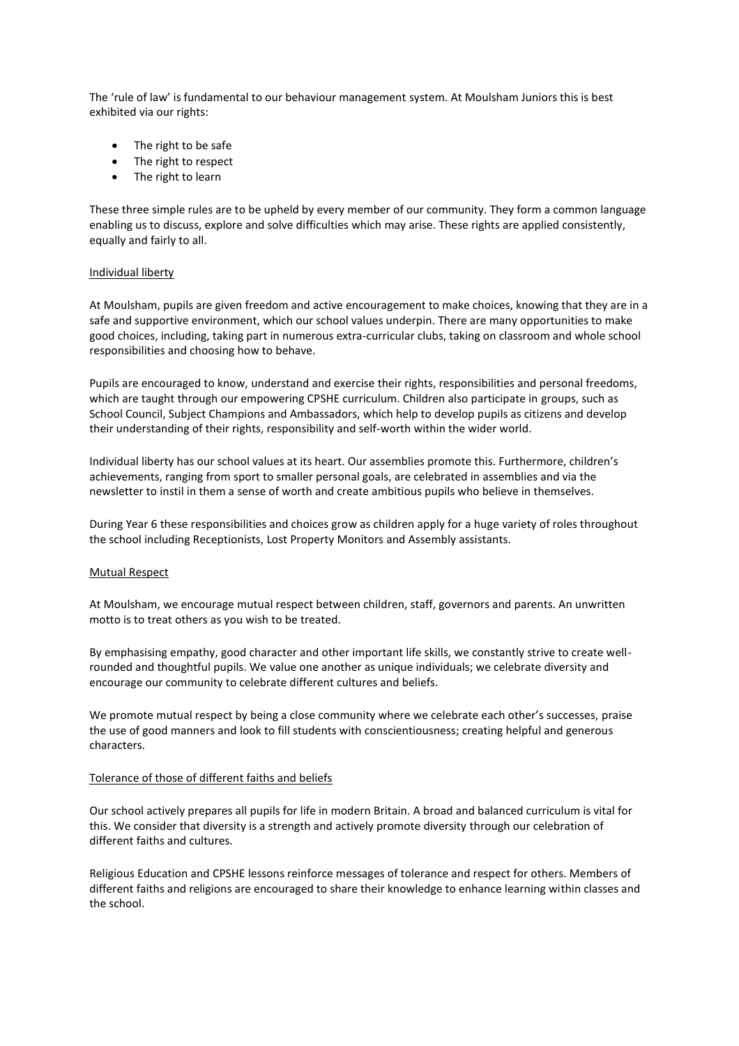The 'rule of law' is fundamental to our behaviour management system. At Moulsham Juniors this is best exhibited via our rights:

- The right to be safe
- The right to respect
- The right to learn

These three simple rules are to be upheld by every member of our community. They form a common language enabling us to discuss, explore and solve difficulties which may arise. These rights are applied consistently, equally and fairly to all.

## Individual liberty

At Moulsham, pupils are given freedom and active encouragement to make choices, knowing that they are in a safe and supportive environment, which our school values underpin. There are many opportunities to make good choices, including, taking part in numerous extra-curricular clubs, taking on classroom and whole school responsibilities and choosing how to behave.

Pupils are encouraged to know, understand and exercise their rights, responsibilities and personal freedoms, which are taught through our empowering CPSHE curriculum. Children also participate in groups, such as School Council, Subject Champions and Ambassadors, which help to develop pupils as citizens and develop their understanding of their rights, responsibility and self-worth within the wider world.

Individual liberty has our school values at its heart. Our assemblies promote this. Furthermore, children's achievements, ranging from sport to smaller personal goals, are celebrated in assemblies and via the newsletter to instil in them a sense of worth and create ambitious pupils who believe in themselves.

During Year 6 these responsibilities and choices grow as children apply for a huge variety of roles throughout the school including Receptionists, Lost Property Monitors and Assembly assistants.

## Mutual Respect

At Moulsham, we encourage mutual respect between children, staff, governors and parents. An unwritten motto is to treat others as you wish to be treated.

By emphasising empathy, good character and other important life skills, we constantly strive to create well-rounded and thoughtful pupils. We value one another as unique individuals; we celebrate diversity and encourage our community to celebrate different cultures and beliefs.

We promote mutual respect by being a close community where we celebrate each other's successes, praise the use of good manners and look to fill students with conscientiousness; creating helpful and generous characters.

## Tolerance of those of different faiths and beliefs

Our school actively prepares all pupils for life in modern Britain. A broad and balanced curriculum is vital for this. We consider that diversity is a strength and actively promote diversity through our celebration of different faiths and cultures.

Religious Education and CPSHE lessons reinforce messages of tolerance and respect for others. Members of different faiths and religions are encouraged to share their knowledge to enhance learning within classes and the school.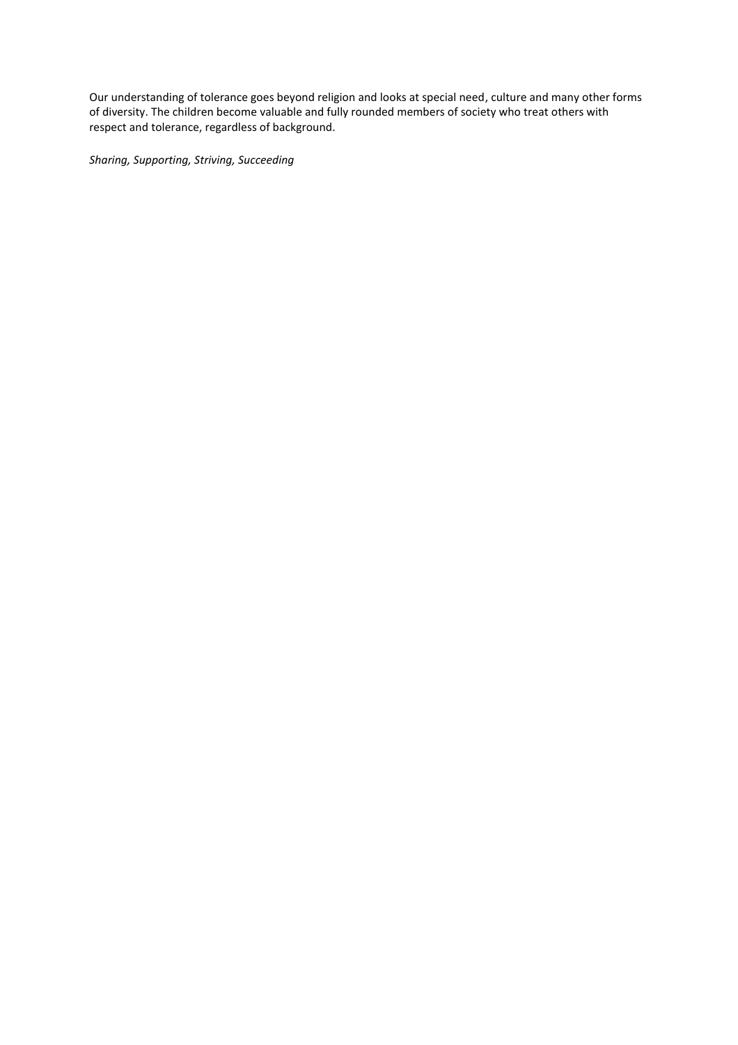Our understanding of tolerance goes beyond religion and looks at special need, culture and many other forms of diversity. The children become valuable and fully rounded members of society who treat others with respect and tolerance, regardless of background.

*Sharing, Supporting, Striving, Succeeding*